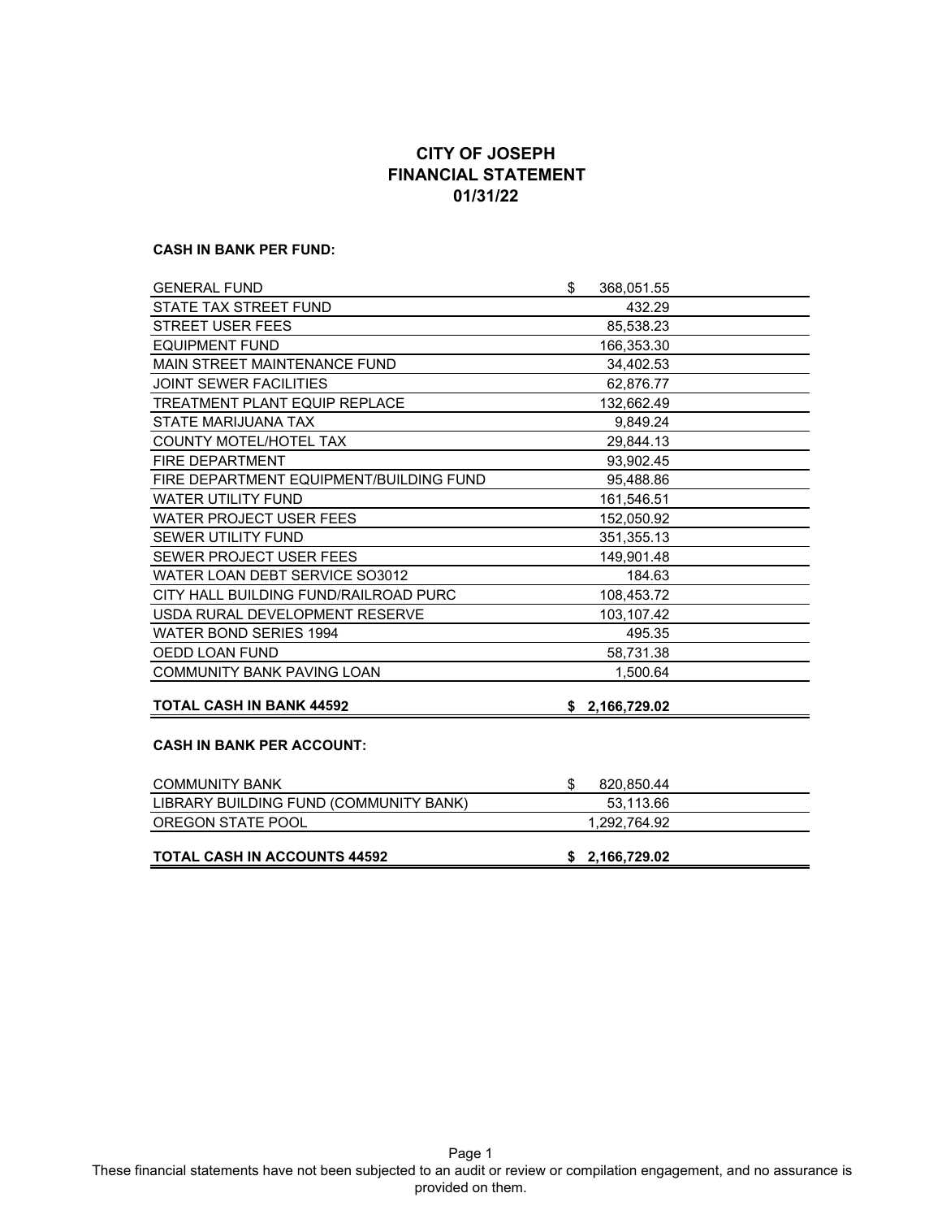# CITY OF JOSEPH
## FINANCIAL STATEMENT
### 01/31/22

**CASH IN BANK PER FUND:**

| | |
|---|---|
| GENERAL FUND | $ 368,051.55 |
| STATE TAX STREET FUND | 432.29 |
| STREET USER FEES | 85,538.23 |
| EQUIPMENT FUND | 166,353.30 |
| MAIN STREET MAINTENANCE FUND | 34,402.53 |
| JOINT SEWER FACILITIES | 62,876.77 |
| TREATMENT PLANT EQUIP REPLACE | 132,662.49 |
| STATE MARIJUANA TAX | 9,849.24 |
| COUNTY MOTEL/HOTEL TAX | 29,844.13 |
| FIRE DEPARTMENT | 93,902.45 |
| FIRE DEPARTMENT EQUIPMENT/BUILDING FUND | 95,488.86 |
| WATER UTILITY FUND | 161,546.51 |
| WATER PROJECT USER FEES | 152,050.92 |
| SEWER UTILITY FUND | 351,355.13 |
| SEWER PROJECT USER FEES | 149,901.48 |
| WATER LOAN DEBT SERVICE SO3012 | 184.63 |
| CITY HALL BUILDING FUND/RAILROAD PURC | 108,453.72 |
| USDA RURAL DEVELOPMENT RESERVE | 103,107.42 |
| WATER BOND SERIES 1994 | 495.35 |
| OEDD LOAN FUND | 58,731.38 |
| COMMUNITY BANK PAVING LOAN | 1,500.64 |
| **TOTAL CASH IN BANK 44592** | **$ 2,166,729.02** |

**CASH IN BANK PER ACCOUNT:**

| | |
|---|---|
| COMMUNITY BANK | $ 820,850.44 |
| LIBRARY BUILDING FUND (COMMUNITY BANK) | 53,113.66 |
| OREGON STATE POOL | 1,292,764.92 |
| **TOTAL CASH IN ACCOUNTS 44592** | **$ 2,166,729.02** |

These financial statements have not been subjected to an audit or review or compilation engagement, and no assurance is provided on them.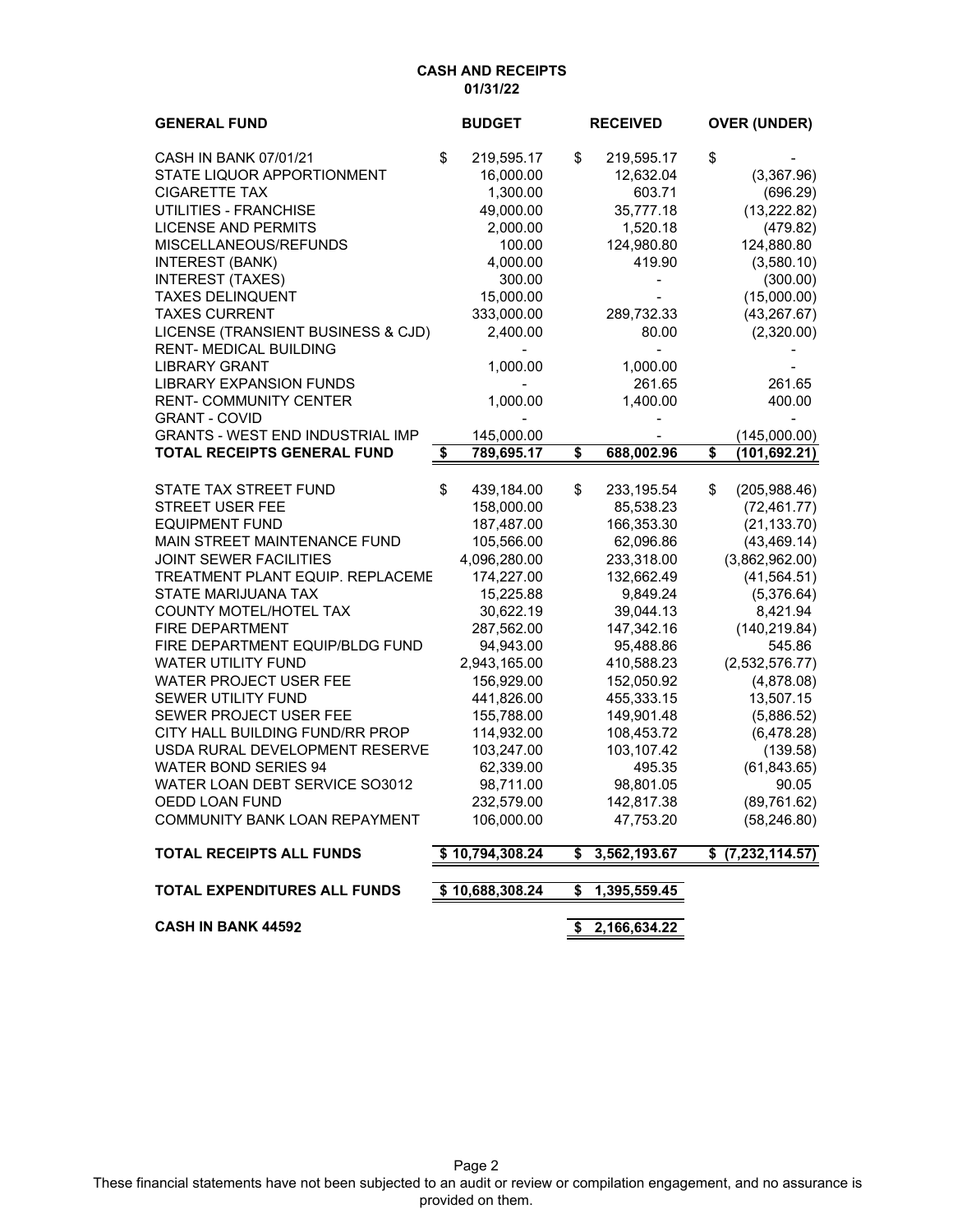**CASH AND RECEIPTS**
**01/31/22**

| GENERAL FUND | BUDGET | RECEIVED | OVER (UNDER) |
|---|---|---|---|
| CASH IN BANK 07/01/21 | $ 219,595.17 | $ 219,595.17 | $ - |
| STATE LIQUOR APPORTIONMENT | 16,000.00 | 12,632.04 | (3,367.96) |
| CIGARETTE TAX | 1,300.00 | 603.71 | (696.29) |
| UTILITIES - FRANCHISE | 49,000.00 | 35,777.18 | (13,222.82) |
| LICENSE AND PERMITS | 2,000.00 | 1,520.18 | (479.82) |
| MISCELLANEOUS/REFUNDS | 100.00 | 124,980.80 | 124,880.80 |
| INTEREST (BANK) | 4,000.00 | 419.90 | (3,580.10) |
| INTEREST (TAXES) | 300.00 | - | (300.00) |
| TAXES DELINQUENT | 15,000.00 | - | (15,000.00) |
| TAXES CURRENT | 333,000.00 | 289,732.33 | (43,267.67) |
| LICENSE (TRANSIENT BUSINESS & CJD) | 2,400.00 | 80.00 | (2,320.00) |
| RENT- MEDICAL BUILDING | - | - | - |
| LIBRARY GRANT | 1,000.00 | 1,000.00 | - |
| LIBRARY EXPANSION FUNDS | - | 261.65 | 261.65 |
| RENT- COMMUNITY CENTER | 1,000.00 | 1,400.00 | 400.00 |
| GRANT - COVID | - | - | - |
| GRANTS - WEST END INDUSTRIAL IMP | 145,000.00 | - | (145,000.00) |
| **TOTAL RECEIPTS GENERAL FUND** | **$ 789,695.17** | **$ 688,002.96** | **$ (101,692.21)** |
| | | | |
| STATE TAX STREET FUND | $ 439,184.00 | $ 233,195.54 | $ (205,988.46) |
| STREET USER FEE | 158,000.00 | 85,538.23 | (72,461.77) |
| EQUIPMENT FUND | 187,487.00 | 166,353.30 | (21,133.70) |
| MAIN STREET MAINTENANCE FUND | 105,566.00 | 62,096.86 | (43,469.14) |
| JOINT SEWER FACILITIES | 4,096,280.00 | 233,318.00 | (3,862,962.00) |
| TREATMENT PLANT EQUIP. REPLACEME | 174,227.00 | 132,662.49 | (41,564.51) |
| STATE MARIJUANA TAX | 15,225.88 | 9,849.24 | (5,376.64) |
| COUNTY MOTEL/HOTEL TAX | 30,622.19 | 39,044.13 | 8,421.94 |
| FIRE DEPARTMENT | 287,562.00 | 147,342.16 | (140,219.84) |
| FIRE DEPARTMENT EQUIP/BLDG FUND | 94,943.00 | 95,488.86 | 545.86 |
| WATER UTILITY FUND | 2,943,165.00 | 410,588.23 | (2,532,576.77) |
| WATER PROJECT USER FEE | 156,929.00 | 152,050.92 | (4,878.08) |
| SEWER UTILITY FUND | 441,826.00 | 455,333.15 | 13,507.15 |
| SEWER PROJECT USER FEE | 155,788.00 | 149,901.48 | (5,886.52) |
| CITY HALL BUILDING FUND/RR PROP | 114,932.00 | 108,453.72 | (6,478.28) |
| USDA RURAL DEVELOPMENT RESERVE | 103,247.00 | 103,107.42 | (139.58) |
| WATER BOND SERIES 94 | 62,339.00 | 495.35 | (61,843.65) |
| WATER LOAN DEBT SERVICE SO3012 | 98,711.00 | 98,801.05 | 90.05 |
| OEDD LOAN FUND | 232,579.00 | 142,817.38 | (89,761.62) |
| COMMUNITY BANK LOAN REPAYMENT | 106,000.00 | 47,753.20 | (58,246.80) |
| | | | |
| **TOTAL RECEIPTS ALL FUNDS** | **$ 10,794,308.24** | **$ 3,562,193.67** | **$ (7,232,114.57)** |
| | | | |
| **TOTAL EXPENDITURES ALL FUNDS** | **$ 10,688,308.24** | **$ 1,395,559.45** | |
| | | | |
| **CASH IN BANK 44592** | | **$ 2,166,634.22** | |

These financial statements have not been subjected to an audit or review or compilation engagement, and no assurance is provided on them.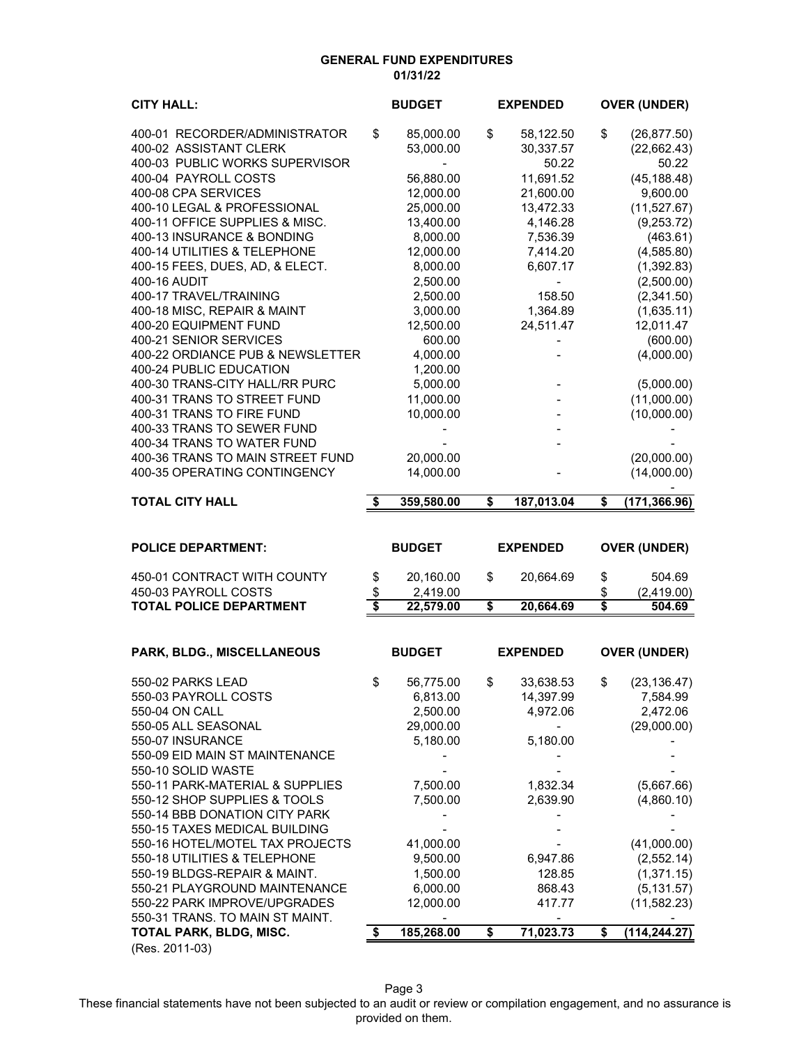# GENERAL FUND EXPENDITURES

**01/31/22**

| CITY HALL: | BUDGET | EXPENDED | OVER (UNDER) |
|---|---|---|---|
| 400-01 RECORDER/ADMINISTRATOR | $ 85,000.00 | $ 58,122.50 | $ (26,877.50) |
| 400-02 ASSISTANT CLERK | 53,000.00 | 30,337.57 | (22,662.43) |
| 400-03 PUBLIC WORKS SUPERVISOR | - | 50.22 | 50.22 |
| 400-04 PAYROLL COSTS | 56,880.00 | 11,691.52 | (45,188.48) |
| 400-08 CPA SERVICES | 12,000.00 | 21,600.00 | 9,600.00 |
| 400-10 LEGAL & PROFESSIONAL | 25,000.00 | 13,472.33 | (11,527.67) |
| 400-11 OFFICE SUPPLIES & MISC. | 13,400.00 | 4,146.28 | (9,253.72) |
| 400-13 INSURANCE & BONDING | 8,000.00 | 7,536.39 | (463.61) |
| 400-14 UTILITIES & TELEPHONE | 12,000.00 | 7,414.20 | (4,585.80) |
| 400-15 FEES, DUES, AD, & ELECT. | 8,000.00 | 6,607.17 | (1,392.83) |
| 400-16 AUDIT | 2,500.00 | - | (2,500.00) |
| 400-17 TRAVEL/TRAINING | 2,500.00 | 158.50 | (2,341.50) |
| 400-18 MISC, REPAIR & MAINT | 3,000.00 | 1,364.89 | (1,635.11) |
| 400-20 EQUIPMENT FUND | 12,500.00 | 24,511.47 | 12,011.47 |
| 400-21 SENIOR SERVICES | 600.00 | - | (600.00) |
| 400-22 ORDIANCE PUB & NEWSLETTER | 4,000.00 | - | (4,000.00) |
| 400-24 PUBLIC EDUCATION | 1,200.00 | | |
| 400-30 TRANS-CITY HALL/RR PURC | 5,000.00 | - | (5,000.00) |
| 400-31 TRANS TO STREET FUND | 11,000.00 | - | (11,000.00) |
| 400-31 TRANS TO FIRE FUND | 10,000.00 | - | (10,000.00) |
| 400-33 TRANS TO SEWER FUND | - | - | - |
| 400-34 TRANS TO WATER FUND | - | - | - |
| 400-36 TRANS TO MAIN STREET FUND | 20,000.00 | | (20,000.00) |
| 400-35 OPERATING CONTINGENCY | 14,000.00 | - | (14,000.00) |
| | | | - |
| **TOTAL CITY HALL** | **$ 359,580.00** | **$ 187,013.04** | **$ (171,366.96)** |

| POLICE DEPARTMENT: | BUDGET | EXPENDED | OVER (UNDER) |
|---|---|---|---|
| 450-01 CONTRACT WITH COUNTY | $ 20,160.00 | $ 20,664.69 | $ 504.69 |
| 450-03 PAYROLL COSTS | $ 2,419.00 | | $ (2,419.00) |
| **TOTAL POLICE DEPARTMENT** | **$ 22,579.00** | **$ 20,664.69** | **$ 504.69** |

| PARK, BLDG., MISCELLANEOUS | BUDGET | EXPENDED | OVER (UNDER) |
|---|---|---|---|
| 550-02 PARKS LEAD | $ 56,775.00 | $ 33,638.53 | $ (23,136.47) |
| 550-03 PAYROLL COSTS | 6,813.00 | 14,397.99 | 7,584.99 |
| 550-04 ON CALL | 2,500.00 | 4,972.06 | 2,472.06 |
| 550-05 ALL SEASONAL | 29,000.00 | - | (29,000.00) |
| 550-07 INSURANCE | 5,180.00 | 5,180.00 | - |
| 550-09 EID MAIN ST MAINTENANCE | - | - | - |
| 550-10 SOLID WASTE | - | - | - |
| 550-11 PARK-MATERIAL & SUPPLIES | 7,500.00 | 1,832.34 | (5,667.66) |
| 550-12 SHOP SUPPLIES & TOOLS | 7,500.00 | 2,639.90 | (4,860.10) |
| 550-14 BBB DONATION CITY PARK | - | - | - |
| 550-15 TAXES MEDICAL BUILDING | - | - | - |
| 550-16 HOTEL/MOTEL TAX PROJECTS | 41,000.00 | - | (41,000.00) |
| 550-18 UTILITIES & TELEPHONE | 9,500.00 | 6,947.86 | (2,552.14) |
| 550-19 BLDGS-REPAIR & MAINT. | 1,500.00 | 128.85 | (1,371.15) |
| 550-21 PLAYGROUND MAINTENANCE | 6,000.00 | 868.43 | (5,131.57) |
| 550-22 PARK IMPROVE/UPGRADES | 12,000.00 | 417.77 | (11,582.23) |
| 550-31 TRANS. TO MAIN ST MAINT. | - | - | - |
| **TOTAL PARK, BLDG, MISC.** | **$ 185,268.00** | **$ 71,023.73** | **$ (114,244.27)** |

(Res. 2011-03)

These financial statements have not been subjected to an audit or review or compilation engagement, and no assurance is provided on them.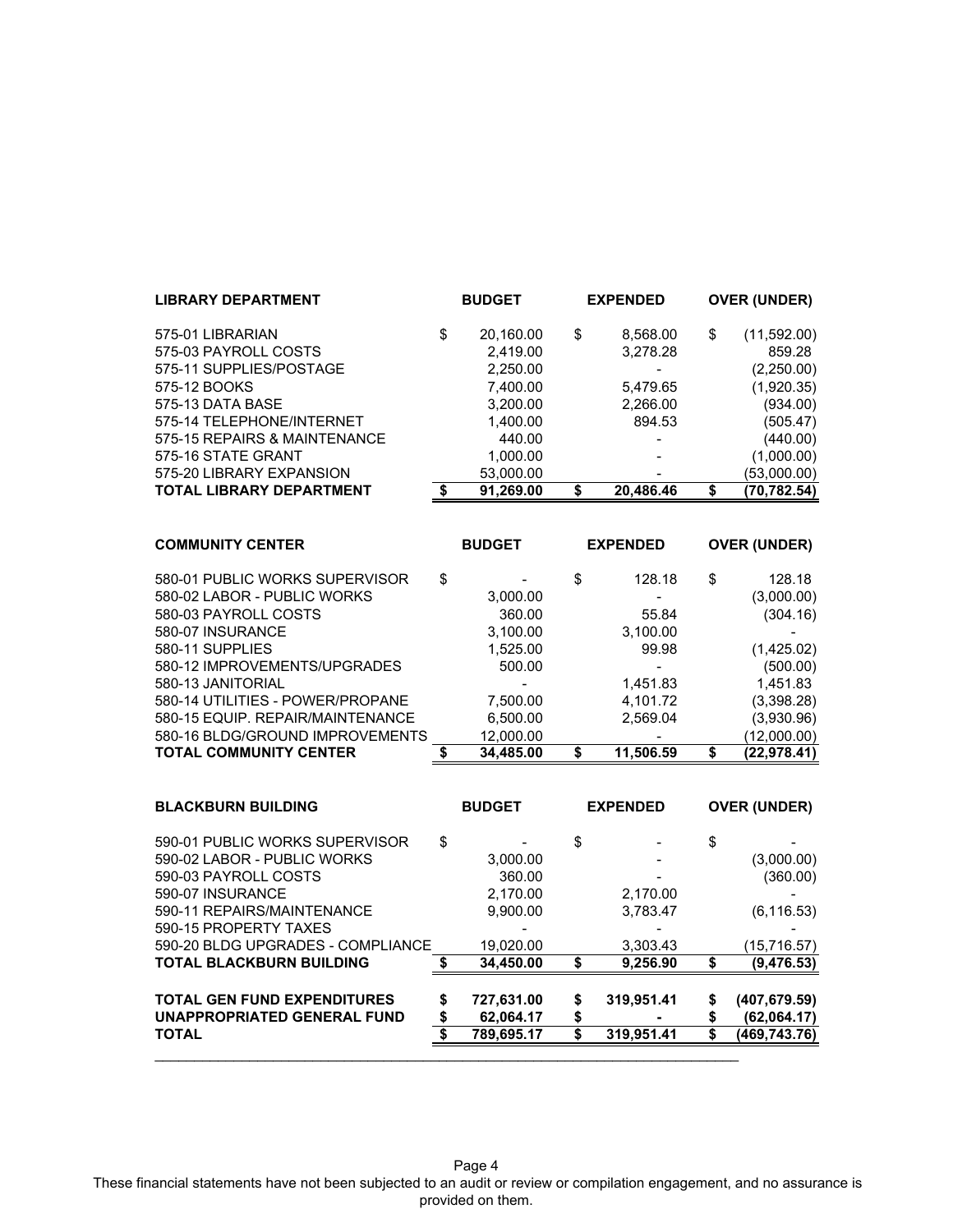| LIBRARY DEPARTMENT | BUDGET | EXPENDED | OVER (UNDER) |
|---|---|---|---|
| 575-01 LIBRARIAN | $ 20,160.00 | $ 8,568.00 | $ (11,592.00) |
| 575-03 PAYROLL COSTS | 2,419.00 | 3,278.28 | 859.28 |
| 575-11 SUPPLIES/POSTAGE | 2,250.00 | - | (2,250.00) |
| 575-12 BOOKS | 7,400.00 | 5,479.65 | (1,920.35) |
| 575-13 DATA BASE | 3,200.00 | 2,266.00 | (934.00) |
| 575-14 TELEPHONE/INTERNET | 1,400.00 | 894.53 | (505.47) |
| 575-15 REPAIRS & MAINTENANCE | 440.00 | - | (440.00) |
| 575-16 STATE GRANT | 1,000.00 | - | (1,000.00) |
| 575-20 LIBRARY EXPANSION | 53,000.00 | - | (53,000.00) |
| **TOTAL LIBRARY DEPARTMENT** | **$ 91,269.00** | **$ 20,486.46** | **$ (70,782.54)** |

| COMMUNITY CENTER | BUDGET | EXPENDED | OVER (UNDER) |
|---|---|---|---|
| 580-01 PUBLIC WORKS SUPERVISOR | $ - | $ 128.18 | $ 128.18 |
| 580-02 LABOR - PUBLIC WORKS | 3,000.00 | - | (3,000.00) |
| 580-03 PAYROLL COSTS | 360.00 | 55.84 | (304.16) |
| 580-07 INSURANCE | 3,100.00 | 3,100.00 | - |
| 580-11 SUPPLIES | 1,525.00 | 99.98 | (1,425.02) |
| 580-12 IMPROVEMENTS/UPGRADES | 500.00 | - | (500.00) |
| 580-13 JANITORIAL | - | 1,451.83 | 1,451.83 |
| 580-14 UTILITIES - POWER/PROPANE | 7,500.00 | 4,101.72 | (3,398.28) |
| 580-15 EQUIP. REPAIR/MAINTENANCE | 6,500.00 | 2,569.04 | (3,930.96) |
| 580-16 BLDG/GROUND IMPROVEMENTS | 12,000.00 | - | (12,000.00) |
| **TOTAL COMMUNITY CENTER** | **$ 34,485.00** | **$ 11,506.59** | **$ (22,978.41)** |

| BLACKBURN BUILDING | BUDGET | EXPENDED | OVER (UNDER) |
|---|---|---|---|
| 590-01 PUBLIC WORKS SUPERVISOR | $ - | $ - | $ - |
| 590-02 LABOR - PUBLIC WORKS | 3,000.00 | - | (3,000.00) |
| 590-03 PAYROLL COSTS | 360.00 | - | (360.00) |
| 590-07 INSURANCE | 2,170.00 | 2,170.00 | - |
| 590-11 REPAIRS/MAINTENANCE | 9,900.00 | 3,783.47 | (6,116.53) |
| 590-15 PROPERTY TAXES | - | - | - |
| 590-20 BLDG UPGRADES - COMPLIANCE | 19,020.00 | 3,303.43 | (15,716.57) |
| **TOTAL BLACKBURN BUILDING** | **$ 34,450.00** | **$ 9,256.90** | **$ (9,476.53)** |
| | | | |
| **TOTAL GEN FUND EXPENDITURES** | **$ 727,631.00** | **$ 319,951.41** | **$ (407,679.59)** |
| **UNAPPROPRIATED GENERAL FUND** | **$ 62,064.17** | **$ -** | **$ (62,064.17)** |
| **TOTAL** | **$ 789,695.17** | **$ 319,951.41** | **$ (469,743.76)** |

These financial statements have not been subjected to an audit or review or compilation engagement, and no assurance is provided on them.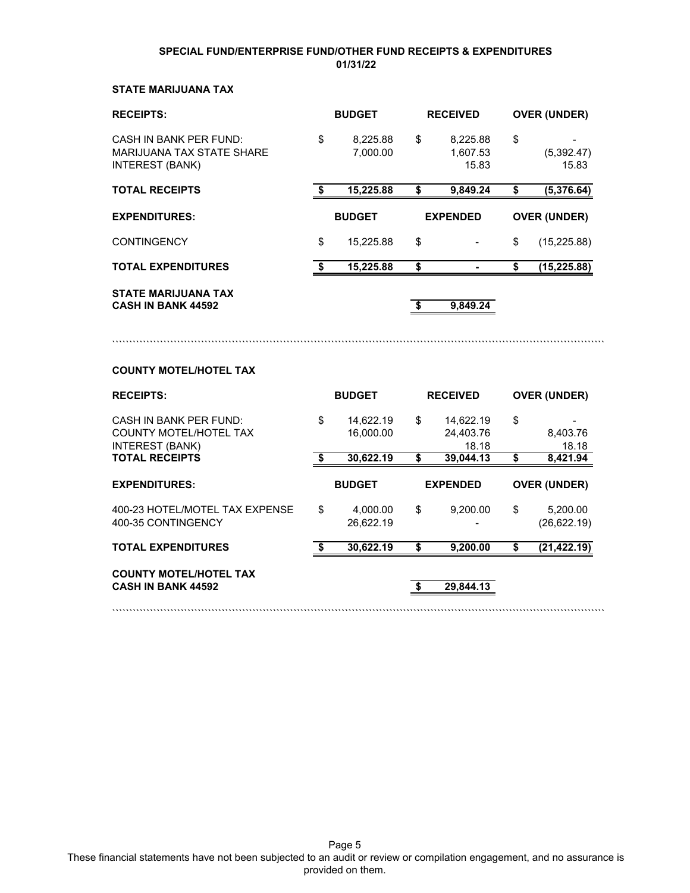**SPECIAL FUND/ENTERPRISE FUND/OTHER FUND RECEIPTS & EXPENDITURES**
**01/31/22**

## STATE MARIJUANA TAX

| RECEIPTS: | BUDGET | RECEIVED | OVER (UNDER) |
|---|---|---|---|
| CASH IN BANK PER FUND: | $ 8,225.88 | $ 8,225.88 | $ - |
| MARIJUANA TAX STATE SHARE | 7,000.00 | 1,607.53 | (5,392.47) |
| INTEREST (BANK) | | 15.83 | 15.83 |
| **TOTAL RECEIPTS** | **$ 15,225.88** | **$ 9,849.24** | **$ (5,376.64)** |

| EXPENDITURES: | BUDGET | EXPENDED | OVER (UNDER) |
|---|---|---|---|
| CONTINGENCY | $ 15,225.88 | $ - | $ (15,225.88) |
| **TOTAL EXPENDITURES** | **$ 15,225.88** | **$ -** | **$ (15,225.88)** |

| | | |
|---|---|---|
| **STATE MARIJUANA TAX CASH IN BANK 44592** | | **$ 9,849.24** |

## COUNTY MOTEL/HOTEL TAX

| RECEIPTS: | BUDGET | RECEIVED | OVER (UNDER) |
|---|---|---|---|
| CASH IN BANK PER FUND: | $ 14,622.19 | $ 14,622.19 | $ - |
| COUNTY MOTEL/HOTEL TAX | 16,000.00 | 24,403.76 | 8,403.76 |
| INTEREST (BANK) | | 18.18 | 18.18 |
| **TOTAL RECEIPTS** | **$ 30,622.19** | **$ 39,044.13** | **$ 8,421.94** |

| EXPENDITURES: | BUDGET | EXPENDED | OVER (UNDER) |
|---|---|---|---|
| 400-23 HOTEL/MOTEL TAX EXPENSE | $ 4,000.00 | $ 9,200.00 | $ 5,200.00 |
| 400-35 CONTINGENCY | 26,622.19 | - | (26,622.19) |
| **TOTAL EXPENDITURES** | **$ 30,622.19** | **$ 9,200.00** | **$ (21,422.19)** |

| | | |
|---|---|---|
| **COUNTY MOTEL/HOTEL TAX CASH IN BANK 44592** | | **$ 29,844.13** |

These financial statements have not been subjected to an audit or review or compilation engagement, and no assurance is provided on them.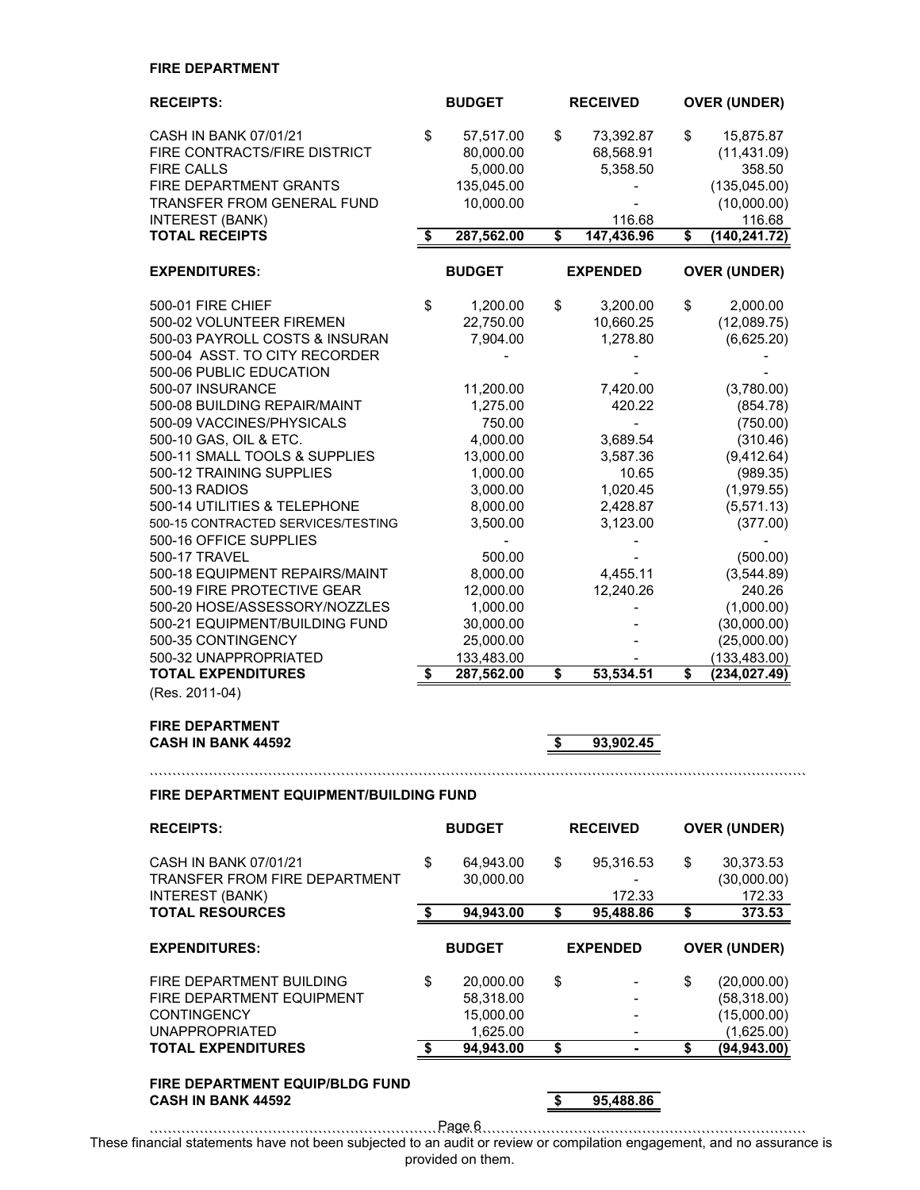**FIRE DEPARTMENT**

| RECEIPTS: | BUDGET | RECEIVED | OVER (UNDER) |
|---|---|---|---|
| CASH IN BANK 07/01/21 | $ 57,517.00 | $ 73,392.87 | $ 15,875.87 |
| FIRE CONTRACTS/FIRE DISTRICT | 80,000.00 | 68,568.91 | (11,431.09) |
| FIRE CALLS | 5,000.00 | 5,358.50 | 358.50 |
| FIRE DEPARTMENT GRANTS | 135,045.00 | - | (135,045.00) |
| TRANSFER FROM GENERAL FUND | 10,000.00 | - | (10,000.00) |
| INTEREST (BANK) | | 116.68 | 116.68 |
| **TOTAL RECEIPTS** | **$ 287,562.00** | **$ 147,436.96** | **$ (140,241.72)** |

| EXPENDITURES: | BUDGET | EXPENDED | OVER (UNDER) |
|---|---|---|---|
| 500-01 FIRE CHIEF | $ 1,200.00 | $ 3,200.00 | $ 2,000.00 |
| 500-02 VOLUNTEER FIREMEN | 22,750.00 | 10,660.25 | (12,089.75) |
| 500-03 PAYROLL COSTS & INSURAN | 7,904.00 | 1,278.80 | (6,625.20) |
| 500-04 ASST. TO CITY RECORDER | - | - | - |
| 500-06 PUBLIC EDUCATION | | - | - |
| 500-07 INSURANCE | 11,200.00 | 7,420.00 | (3,780.00) |
| 500-08 BUILDING REPAIR/MAINT | 1,275.00 | 420.22 | (854.78) |
| 500-09 VACCINES/PHYSICALS | 750.00 | - | (750.00) |
| 500-10 GAS, OIL & ETC. | 4,000.00 | 3,689.54 | (310.46) |
| 500-11 SMALL TOOLS & SUPPLIES | 13,000.00 | 3,587.36 | (9,412.64) |
| 500-12 TRAINING SUPPLIES | 1,000.00 | 10.65 | (989.35) |
| 500-13 RADIOS | 3,000.00 | 1,020.45 | (1,979.55) |
| 500-14 UTILITIES & TELEPHONE | 8,000.00 | 2,428.87 | (5,571.13) |
| 500-15 CONTRACTED SERVICES/TESTING | 3,500.00 | 3,123.00 | (377.00) |
| 500-16 OFFICE SUPPLIES | - | - | - |
| 500-17 TRAVEL | 500.00 | - | (500.00) |
| 500-18 EQUIPMENT REPAIRS/MAINT | 8,000.00 | 4,455.11 | (3,544.89) |
| 500-19 FIRE PROTECTIVE GEAR | 12,000.00 | 12,240.26 | 240.26 |
| 500-20 HOSE/ASSESSORY/NOZZLES | 1,000.00 | - | (1,000.00) |
| 500-21 EQUIPMENT/BUILDING FUND | 30,000.00 | - | (30,000.00) |
| 500-35 CONTINGENCY | 25,000.00 | - | (25,000.00) |
| 500-32 UNAPPROPRIATED | 133,483.00 | - | (133,483.00) |
| **TOTAL EXPENDITURES** | **$ 287,562.00** | **$ 53,534.51** | **$ (234,027.49)** |

(Res. 2011-04)

**FIRE DEPARTMENT**
**CASH IN BANK 44592** **$ 93,902.45**

**FIRE DEPARTMENT EQUIPMENT/BUILDING FUND**

| RECEIPTS: | BUDGET | RECEIVED | OVER (UNDER) |
|---|---|---|---|
| CASH IN BANK 07/01/21 | $ 64,943.00 | $ 95,316.53 | $ 30,373.53 |
| TRANSFER FROM FIRE DEPARTMENT | 30,000.00 | - | (30,000.00) |
| INTEREST (BANK) | | 172.33 | 172.33 |
| **TOTAL RESOURCES** | **$ 94,943.00** | **$ 95,488.86** | **$ 373.53** |

| EXPENDITURES: | BUDGET | EXPENDED | OVER (UNDER) |
|---|---|---|---|
| FIRE DEPARTMENT BUILDING | $ 20,000.00 | $ - | $ (20,000.00) |
| FIRE DEPARTMENT EQUIPMENT | 58,318.00 | - | (58,318.00) |
| CONTINGENCY | 15,000.00 | - | (15,000.00) |
| UNAPPROPRIATED | 1,625.00 | - | (1,625.00) |
| **TOTAL EXPENDITURES** | **$ 94,943.00** | **$ -** | **$ (94,943.00)** |

**FIRE DEPARTMENT EQUIP/BLDG FUND**
**CASH IN BANK 44592** **$ 95,488.86**

These financial statements have not been subjected to an audit or review or compilation engagement, and no assurance is provided on them.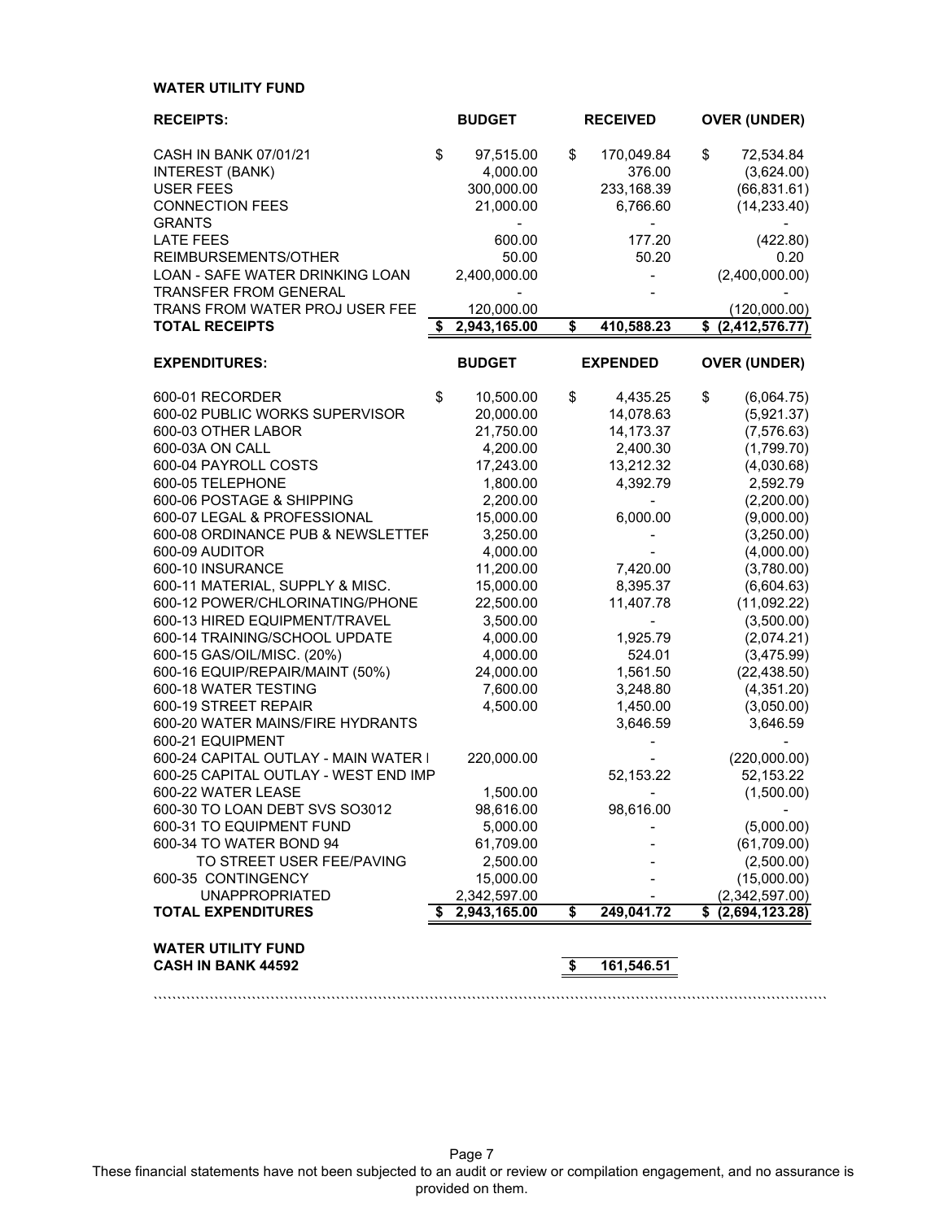**WATER UTILITY FUND**

| RECEIPTS: | BUDGET | RECEIVED | OVER (UNDER) |
|---|---|---|---|
| CASH IN BANK 07/01/21 | $ 97,515.00 | $ 170,049.84 | $ 72,534.84 |
| INTEREST (BANK) | 4,000.00 | 376.00 | (3,624.00) |
| USER FEES | 300,000.00 | 233,168.39 | (66,831.61) |
| CONNECTION FEES | 21,000.00 | 6,766.60 | (14,233.40) |
| GRANTS | - | - | - |
| LATE FEES | 600.00 | 177.20 | (422.80) |
| REIMBURSEMENTS/OTHER | 50.00 | 50.20 | 0.20 |
| LOAN - SAFE WATER DRINKING LOAN | 2,400,000.00 | - | (2,400,000.00) |
| TRANSFER FROM GENERAL | - | - | - |
| TRANS FROM WATER PROJ USER FEE | 120,000.00 | | (120,000.00) |
| **TOTAL RECEIPTS** | **$ 2,943,165.00** | **$ 410,588.23** | **$ (2,412,576.77)** |

| EXPENDITURES: | BUDGET | EXPENDED | OVER (UNDER) |
|---|---|---|---|
| 600-01 RECORDER | $ 10,500.00 | $ 4,435.25 | $ (6,064.75) |
| 600-02 PUBLIC WORKS SUPERVISOR | 20,000.00 | 14,078.63 | (5,921.37) |
| 600-03 OTHER LABOR | 21,750.00 | 14,173.37 | (7,576.63) |
| 600-03A ON CALL | 4,200.00 | 2,400.30 | (1,799.70) |
| 600-04 PAYROLL COSTS | 17,243.00 | 13,212.32 | (4,030.68) |
| 600-05 TELEPHONE | 1,800.00 | 4,392.79 | 2,592.79 |
| 600-06 POSTAGE & SHIPPING | 2,200.00 | - | (2,200.00) |
| 600-07 LEGAL & PROFESSIONAL | 15,000.00 | 6,000.00 | (9,000.00) |
| 600-08 ORDINANCE PUB & NEWSLETTEF | 3,250.00 | - | (3,250.00) |
| 600-09 AUDITOR | 4,000.00 | - | (4,000.00) |
| 600-10 INSURANCE | 11,200.00 | 7,420.00 | (3,780.00) |
| 600-11 MATERIAL, SUPPLY & MISC. | 15,000.00 | 8,395.37 | (6,604.63) |
| 600-12 POWER/CHLORINATING/PHONE | 22,500.00 | 11,407.78 | (11,092.22) |
| 600-13 HIRED EQUIPMENT/TRAVEL | 3,500.00 | - | (3,500.00) |
| 600-14 TRAINING/SCHOOL UPDATE | 4,000.00 | 1,925.79 | (2,074.21) |
| 600-15 GAS/OIL/MISC. (20%) | 4,000.00 | 524.01 | (3,475.99) |
| 600-16 EQUIP/REPAIR/MAINT (50%) | 24,000.00 | 1,561.50 | (22,438.50) |
| 600-18 WATER TESTING | 7,600.00 | 3,248.80 | (4,351.20) |
| 600-19 STREET REPAIR | 4,500.00 | 1,450.00 | (3,050.00) |
| 600-20 WATER MAINS/FIRE HYDRANTS | | 3,646.59 | 3,646.59 |
| 600-21 EQUIPMENT | | - | - |
| 600-24 CAPITAL OUTLAY - MAIN WATER I | 220,000.00 | - | (220,000.00) |
| 600-25 CAPITAL OUTLAY - WEST END IMP | | 52,153.22 | 52,153.22 |
| 600-22 WATER LEASE | 1,500.00 | - | (1,500.00) |
| 600-30 TO LOAN DEBT SVS SO3012 | 98,616.00 | 98,616.00 | - |
| 600-31 TO EQUIPMENT FUND | 5,000.00 | - | (5,000.00) |
| 600-34 TO WATER BOND 94 | 61,709.00 | - | (61,709.00) |
| TO STREET USER FEE/PAVING | 2,500.00 | - | (2,500.00) |
| 600-35 CONTINGENCY | 15,000.00 | - | (15,000.00) |
| UNAPPROPRIATED | 2,342,597.00 | - | (2,342,597.00) |
| **TOTAL EXPENDITURES** | **$ 2,943,165.00** | **$ 249,041.72** | **$ (2,694,123.28)** |

| | | | |
|---|---|---|---|
| **WATER UTILITY FUND CASH IN BANK 44592** | | **$ 161,546.51** | |

These financial statements have not been subjected to an audit or review or compilation engagement, and no assurance is provided on them.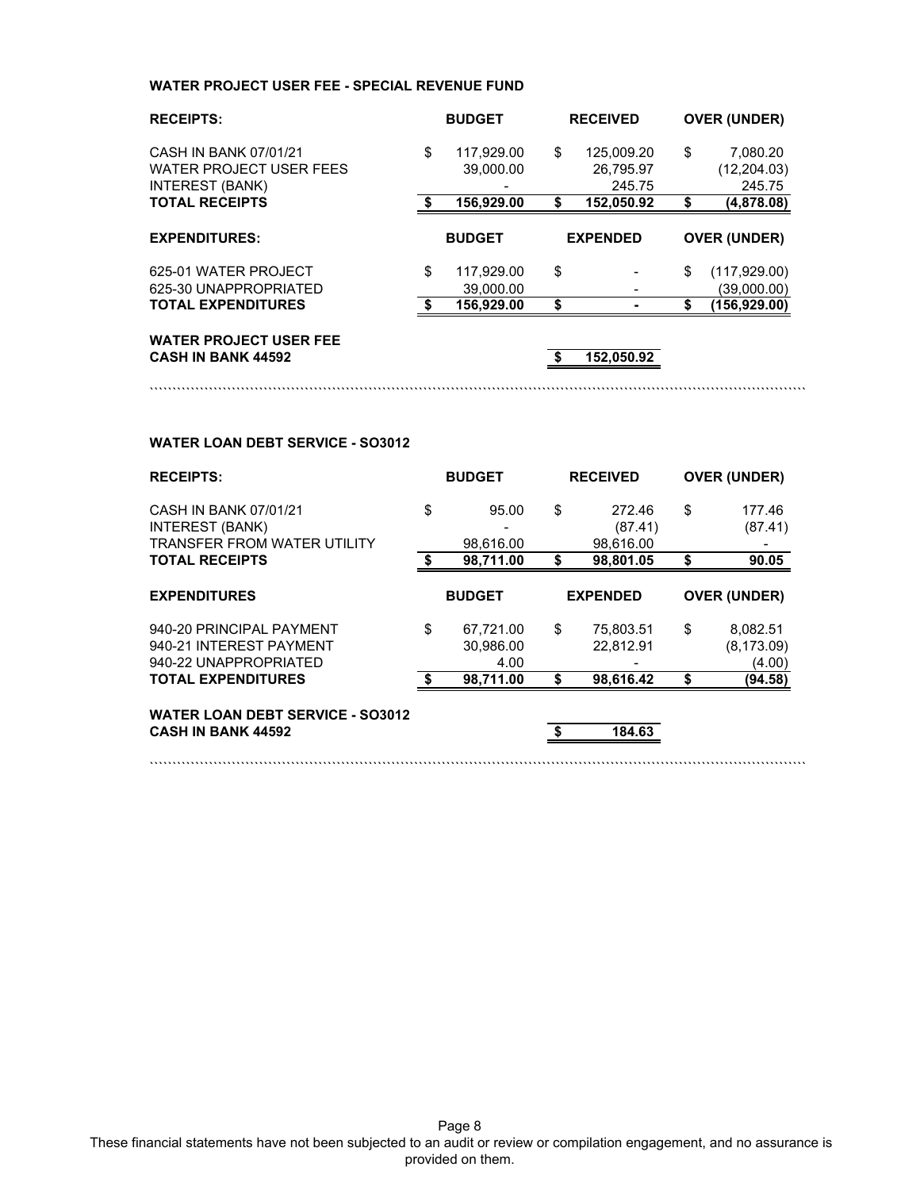**WATER PROJECT USER FEE - SPECIAL REVENUE FUND**

| RECEIPTS: | BUDGET | RECEIVED | OVER (UNDER) |
|---|---|---|---|
| CASH IN BANK 07/01/21 | $ 117,929.00 | $ 125,009.20 | $ 7,080.20 |
| WATER PROJECT USER FEES | 39,000.00 | 26,795.97 | (12,204.03) |
| INTEREST (BANK) | - | 245.75 | 245.75 |
| **TOTAL RECEIPTS** | **$ 156,929.00** | **$ 152,050.92** | **$ (4,878.08)** |

| EXPENDITURES: | BUDGET | EXPENDED | OVER (UNDER) |
|---|---|---|---|
| 625-01 WATER PROJECT | $ 117,929.00 | $ - | $ (117,929.00) |
| 625-30 UNAPPROPRIATED | 39,000.00 | - | (39,000.00) |
| **TOTAL EXPENDITURES** | **$ 156,929.00** | **$ -** | **$ (156,929.00)** |
| **WATER PROJECT USER FEE CASH IN BANK 44592** | | **$ 152,050.92** | |

**WATER LOAN DEBT SERVICE - SO3012**

| RECEIPTS: | BUDGET | RECEIVED | OVER (UNDER) |
|---|---|---|---|
| CASH IN BANK 07/01/21 | $ 95.00 | $ 272.46 | $ 177.46 |
| INTEREST (BANK) | - | (87.41) | (87.41) |
| TRANSFER FROM WATER UTILITY | 98,616.00 | 98,616.00 | - |
| **TOTAL RECEIPTS** | **$ 98,711.00** | **$ 98,801.05** | **$ 90.05** |

| EXPENDITURES | BUDGET | EXPENDED | OVER (UNDER) |
|---|---|---|---|
| 940-20 PRINCIPAL PAYMENT | $ 67,721.00 | $ 75,803.51 | $ 8,082.51 |
| 940-21 INTEREST PAYMENT | 30,986.00 | 22,812.91 | (8,173.09) |
| 940-22 UNAPPROPRIATED | 4.00 | - | (4.00) |
| **TOTAL EXPENDITURES** | **$ 98,711.00** | **$ 98,616.42** | **$ (94.58)** |
| **WATER LOAN DEBT SERVICE - SO3012 CASH IN BANK 44592** | | **$ 184.63** | |

These financial statements have not been subjected to an audit or review or compilation engagement, and no assurance is provided on them.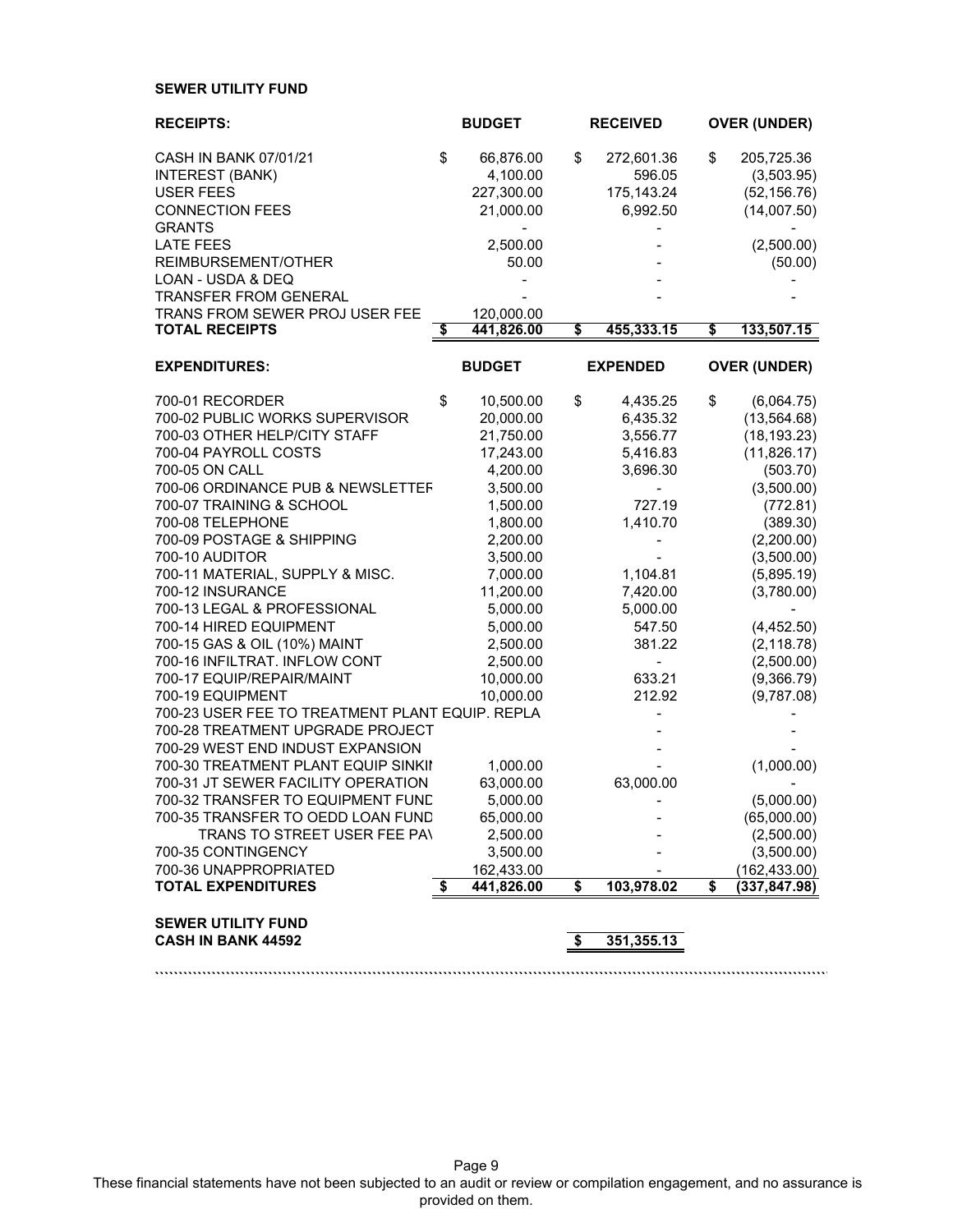**SEWER UTILITY FUND**

| RECEIPTS: | BUDGET | RECEIVED | OVER (UNDER) |
|---|---|---|---|
| CASH IN BANK 07/01/21 | $ 66,876.00 | $ 272,601.36 | $ 205,725.36 |
| INTEREST (BANK) | 4,100.00 | 596.05 | (3,503.95) |
| USER FEES | 227,300.00 | 175,143.24 | (52,156.76) |
| CONNECTION FEES | 21,000.00 | 6,992.50 | (14,007.50) |
| GRANTS | - | - | - |
| LATE FEES | 2,500.00 | - | (2,500.00) |
| REIMBURSEMENT/OTHER | 50.00 | - | (50.00) |
| LOAN - USDA & DEQ | - | - | - |
| TRANSFER FROM GENERAL | - | - | - |
| TRANS FROM SEWER PROJ USER FEE | 120,000.00 | | |
| **TOTAL RECEIPTS** | **$ 441,826.00** | **$ 455,333.15** | **$ 133,507.15** |

| EXPENDITURES: | BUDGET | EXPENDED | OVER (UNDER) |
|---|---|---|---|
| 700-01 RECORDER | $ 10,500.00 | $ 4,435.25 | $ (6,064.75) |
| 700-02 PUBLIC WORKS SUPERVISOR | 20,000.00 | 6,435.32 | (13,564.68) |
| 700-03 OTHER HELP/CITY STAFF | 21,750.00 | 3,556.77 | (18,193.23) |
| 700-04 PAYROLL COSTS | 17,243.00 | 5,416.83 | (11,826.17) |
| 700-05 ON CALL | 4,200.00 | 3,696.30 | (503.70) |
| 700-06 ORDINANCE PUB & NEWSLETTEF | 3,500.00 | - | (3,500.00) |
| 700-07 TRAINING & SCHOOL | 1,500.00 | 727.19 | (772.81) |
| 700-08 TELEPHONE | 1,800.00 | 1,410.70 | (389.30) |
| 700-09 POSTAGE & SHIPPING | 2,200.00 | - | (2,200.00) |
| 700-10 AUDITOR | 3,500.00 | - | (3,500.00) |
| 700-11 MATERIAL, SUPPLY & MISC. | 7,000.00 | 1,104.81 | (5,895.19) |
| 700-12 INSURANCE | 11,200.00 | 7,420.00 | (3,780.00) |
| 700-13 LEGAL & PROFESSIONAL | 5,000.00 | 5,000.00 | - |
| 700-14 HIRED EQUIPMENT | 5,000.00 | 547.50 | (4,452.50) |
| 700-15 GAS & OIL (10%) MAINT | 2,500.00 | 381.22 | (2,118.78) |
| 700-16 INFILTRAT. INFLOW CONT | 2,500.00 | - | (2,500.00) |
| 700-17 EQUIP/REPAIR/MAINT | 10,000.00 | 633.21 | (9,366.79) |
| 700-19 EQUIPMENT | 10,000.00 | 212.92 | (9,787.08) |
| 700-23 USER FEE TO TREATMENT PLANT EQUIP. REPLA | | - | - |
| 700-28 TREATMENT UPGRADE PROJECT | | - | - |
| 700-29 WEST END INDUST EXPANSION | | - | - |
| 700-30 TREATMENT PLANT EQUIP SINKII | 1,000.00 | - | (1,000.00) |
| 700-31 JT SEWER FACILITY OPERATION | 63,000.00 | 63,000.00 | - |
| 700-32 TRANSFER TO EQUIPMENT FUND | 5,000.00 | - | (5,000.00) |
| 700-35 TRANSFER TO OEDD LOAN FUND | 65,000.00 | - | (65,000.00) |
| TRANS TO STREET USER FEE PAV | 2,500.00 | - | (2,500.00) |
| 700-35 CONTINGENCY | 3,500.00 | - | (3,500.00) |
| 700-36 UNAPPROPRIATED | 162,433.00 | - | (162,433.00) |
| **TOTAL EXPENDITURES** | **$ 441,826.00** | **$ 103,978.02** | **$ (337,847.98)** |

| | | | |
|---|---|---|---|
| **SEWER UTILITY FUND CASH IN BANK 44592** | | **$ 351,355.13** | |

These financial statements have not been subjected to an audit or review or compilation engagement, and no assurance is provided on them.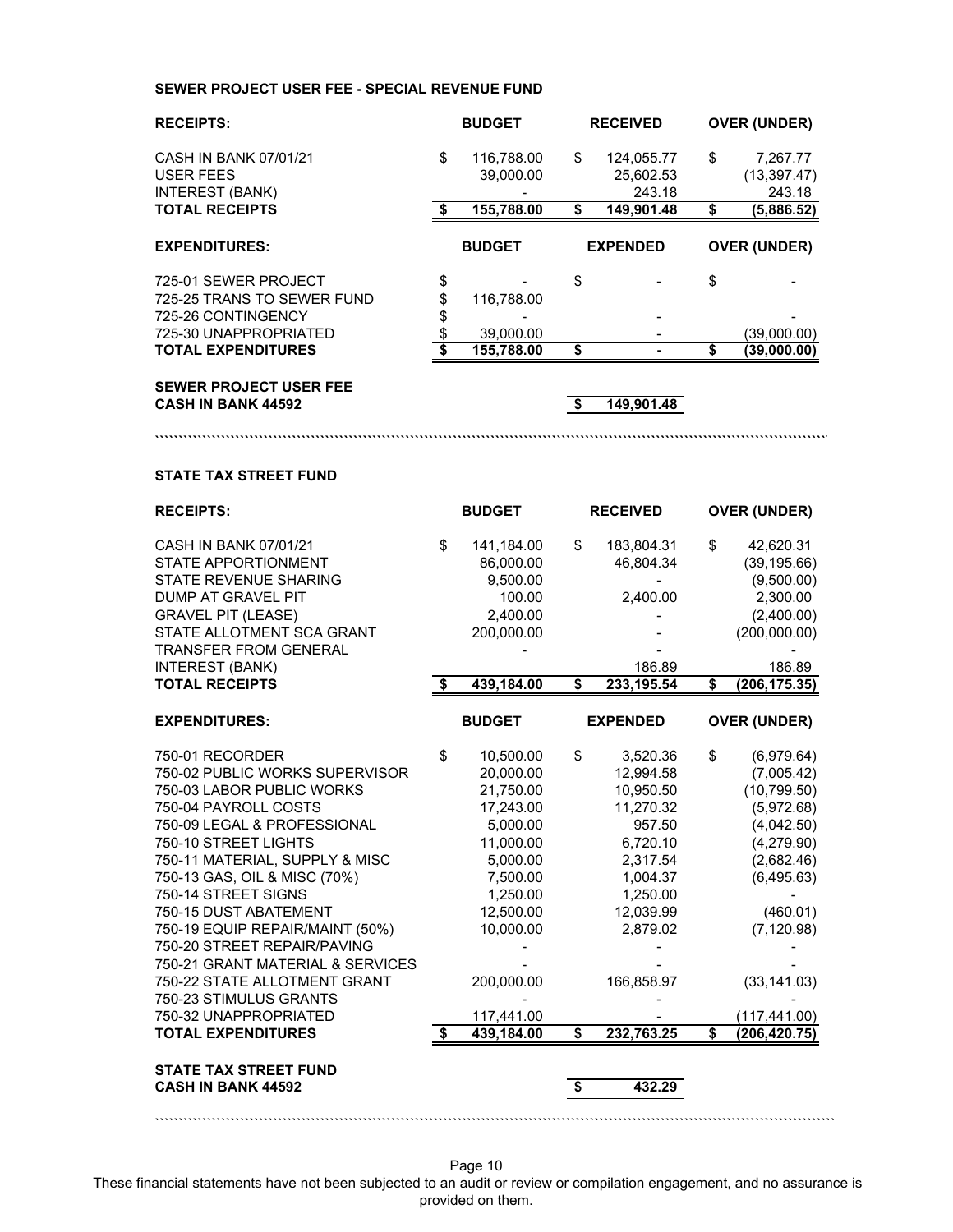**SEWER PROJECT USER FEE - SPECIAL REVENUE FUND**

| RECEIPTS: | BUDGET | RECEIVED | OVER (UNDER) |
|---|---|---|---|
| CASH IN BANK 07/01/21 | $ 116,788.00 | $ 124,055.77 | $ 7,267.77 |
| USER FEES | 39,000.00 | 25,602.53 | (13,397.47) |
| INTEREST (BANK) | - | 243.18 | 243.18 |
| **TOTAL RECEIPTS** | **$ 155,788.00** | **$ 149,901.48** | **$ (5,886.52)** |

| EXPENDITURES: | BUDGET | EXPENDED | OVER (UNDER) |
|---|---|---|---|
| 725-01 SEWER PROJECT | $ - | $ - | $ - |
| 725-25 TRANS TO SEWER FUND | $ 116,788.00 | | |
| 725-26 CONTINGENCY | $ - | - | - |
| 725-30 UNAPPROPRIATED | $ 39,000.00 | - | (39,000.00) |
| **TOTAL EXPENDITURES** | **$ 155,788.00** | **$ -** | **$ (39,000.00)** |

| | |
|---|---|
| **SEWER PROJECT USER FEE CASH IN BANK 44592** | **$ 149,901.48** |

**STATE TAX STREET FUND**

| RECEIPTS: | BUDGET | RECEIVED | OVER (UNDER) |
|---|---|---|---|
| CASH IN BANK 07/01/21 | $ 141,184.00 | $ 183,804.31 | $ 42,620.31 |
| STATE APPORTIONMENT | 86,000.00 | 46,804.34 | (39,195.66) |
| STATE REVENUE SHARING | 9,500.00 | - | (9,500.00) |
| DUMP AT GRAVEL PIT | 100.00 | 2,400.00 | 2,300.00 |
| GRAVEL PIT (LEASE) | 2,400.00 | - | (2,400.00) |
| STATE ALLOTMENT SCA GRANT | 200,000.00 | - | (200,000.00) |
| TRANSFER FROM GENERAL | - | - | - |
| INTEREST (BANK) | | 186.89 | 186.89 |
| **TOTAL RECEIPTS** | **$ 439,184.00** | **$ 233,195.54** | **$ (206,175.35)** |

| EXPENDITURES: | BUDGET | EXPENDED | OVER (UNDER) |
|---|---|---|---|
| 750-01 RECORDER | $ 10,500.00 | $ 3,520.36 | $ (6,979.64) |
| 750-02 PUBLIC WORKS SUPERVISOR | 20,000.00 | 12,994.58 | (7,005.42) |
| 750-03 LABOR PUBLIC WORKS | 21,750.00 | 10,950.50 | (10,799.50) |
| 750-04 PAYROLL COSTS | 17,243.00 | 11,270.32 | (5,972.68) |
| 750-09 LEGAL & PROFESSIONAL | 5,000.00 | 957.50 | (4,042.50) |
| 750-10 STREET LIGHTS | 11,000.00 | 6,720.10 | (4,279.90) |
| 750-11 MATERIAL, SUPPLY & MISC | 5,000.00 | 2,317.54 | (2,682.46) |
| 750-13 GAS, OIL & MISC (70%) | 7,500.00 | 1,004.37 | (6,495.63) |
| 750-14 STREET SIGNS | 1,250.00 | 1,250.00 | - |
| 750-15 DUST ABATEMENT | 12,500.00 | 12,039.99 | (460.01) |
| 750-19 EQUIP REPAIR/MAINT (50%) | 10,000.00 | 2,879.02 | (7,120.98) |
| 750-20 STREET REPAIR/PAVING | - | - | - |
| 750-21 GRANT MATERIAL & SERVICES | - | - | - |
| 750-22 STATE ALLOTMENT GRANT | 200,000.00 | 166,858.97 | (33,141.03) |
| 750-23 STIMULUS GRANTS | - | - | - |
| 750-32 UNAPPROPRIATED | 117,441.00 | - | (117,441.00) |
| **TOTAL EXPENDITURES** | **$ 439,184.00** | **$ 232,763.25** | **$ (206,420.75)** |

| | |
|---|---|
| **STATE TAX STREET FUND CASH IN BANK 44592** | **$ 432.29** |

These financial statements have not been subjected to an audit or review or compilation engagement, and no assurance is provided on them.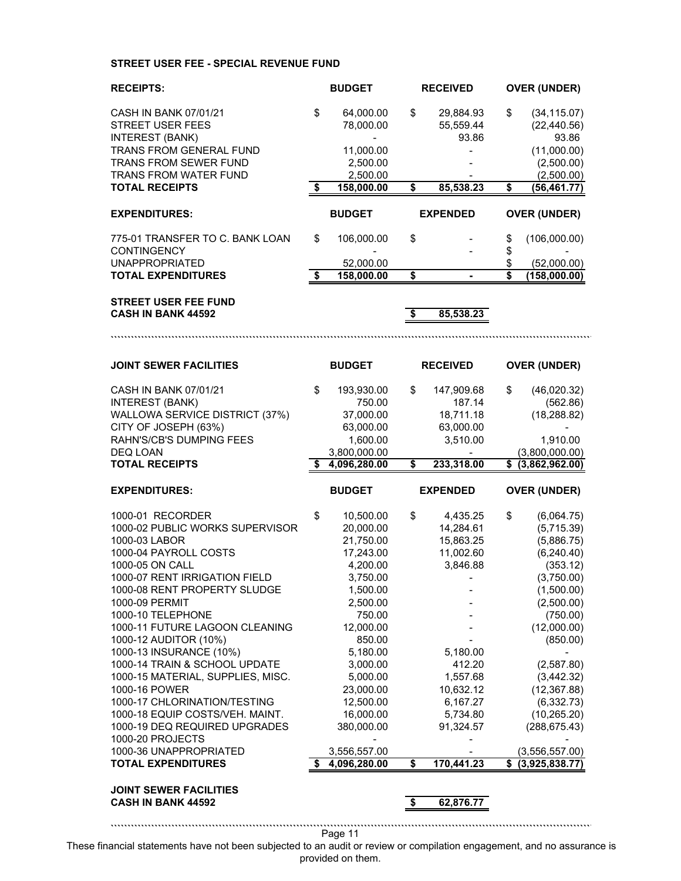**STREET USER FEE - SPECIAL REVENUE FUND**

| RECEIPTS: | BUDGET | RECEIVED | OVER (UNDER) |
|---|---|---|---|
| CASH IN BANK 07/01/21 | $ 64,000.00 | $ 29,884.93 | $ (34,115.07) |
| STREET USER FEES | 78,000.00 | 55,559.44 | (22,440.56) |
| INTEREST (BANK) | - | 93.86 | 93.86 |
| TRANS FROM GENERAL FUND | 11,000.00 | - | (11,000.00) |
| TRANS FROM SEWER FUND | 2,500.00 | - | (2,500.00) |
| TRANS FROM WATER FUND | 2,500.00 | - | (2,500.00) |
| **TOTAL RECEIPTS** | **$ 158,000.00** | **$ 85,538.23** | **$ (56,461.77)** |

| EXPENDITURES: | BUDGET | EXPENDED | OVER (UNDER) |
|---|---|---|---|
| 775-01 TRANSFER TO C. BANK LOAN | $ 106,000.00 | $ - | $ (106,000.00) |
| CONTINGENCY | - | - | $ - |
| UNAPPROPRIATED | 52,000.00 | | $ (52,000.00) |
| **TOTAL EXPENDITURES** | **$ 158,000.00** | **$ -** | **$ (158,000.00)** |

| | | | |
|---|---|---|---|
| **STREET USER FEE FUND CASH IN BANK 44592** | | **$ 85,538.23** | |

| JOINT SEWER FACILITIES | BUDGET | RECEIVED | OVER (UNDER) |
|---|---|---|---|
| CASH IN BANK 07/01/21 | $ 193,930.00 | $ 147,909.68 | $ (46,020.32) |
| INTEREST (BANK) | 750.00 | 187.14 | (562.86) |
| WALLOWA SERVICE DISTRICT (37%) | 37,000.00 | 18,711.18 | (18,288.82) |
| CITY OF JOSEPH (63%) | 63,000.00 | 63,000.00 | - |
| RAHN'S/CB'S DUMPING FEES | 1,600.00 | 3,510.00 | 1,910.00 |
| DEQ LOAN | 3,800,000.00 | - | (3,800,000.00) |
| **TOTAL RECEIPTS** | **$ 4,096,280.00** | **$ 233,318.00** | **$ (3,862,962.00)** |

| EXPENDITURES: | BUDGET | EXPENDED | OVER (UNDER) |
|---|---|---|---|
| 1000-01 RECORDER | $ 10,500.00 | $ 4,435.25 | $ (6,064.75) |
| 1000-02 PUBLIC WORKS SUPERVISOR | 20,000.00 | 14,284.61 | (5,715.39) |
| 1000-03 LABOR | 21,750.00 | 15,863.25 | (5,886.75) |
| 1000-04 PAYROLL COSTS | 17,243.00 | 11,002.60 | (6,240.40) |
| 1000-05 ON CALL | 4,200.00 | 3,846.88 | (353.12) |
| 1000-07 RENT IRRIGATION FIELD | 3,750.00 | - | (3,750.00) |
| 1000-08 RENT PROPERTY SLUDGE | 1,500.00 | - | (1,500.00) |
| 1000-09 PERMIT | 2,500.00 | - | (2,500.00) |
| 1000-10 TELEPHONE | 750.00 | - | (750.00) |
| 1000-11 FUTURE LAGOON CLEANING | 12,000.00 | - | (12,000.00) |
| 1000-12 AUDITOR (10%) | 850.00 | - | (850.00) |
| 1000-13 INSURANCE (10%) | 5,180.00 | 5,180.00 | - |
| 1000-14 TRAIN & SCHOOL UPDATE | 3,000.00 | 412.20 | (2,587.80) |
| 1000-15 MATERIAL, SUPPLIES, MISC. | 5,000.00 | 1,557.68 | (3,442.32) |
| 1000-16 POWER | 23,000.00 | 10,632.12 | (12,367.88) |
| 1000-17 CHLORINATION/TESTING | 12,500.00 | 6,167.27 | (6,332.73) |
| 1000-18 EQUIP COSTS/VEH. MAINT. | 16,000.00 | 5,734.80 | (10,265.20) |
| 1000-19 DEQ REQUIRED UPGRADES | 380,000.00 | 91,324.57 | (288,675.43) |
| 1000-20 PROJECTS | - | - | - |
| 1000-36 UNAPPROPRIATED | 3,556,557.00 | - | (3,556,557.00) |
| **TOTAL EXPENDITURES** | **$ 4,096,280.00** | **$ 170,441.23** | **$ (3,925,838.77)** |

| | | | |
|---|---|---|---|
| **JOINT SEWER FACILITIES CASH IN BANK 44592** | | **$ 62,876.77** | |

These financial statements have not been subjected to an audit or review or compilation engagement, and no assurance is provided on them.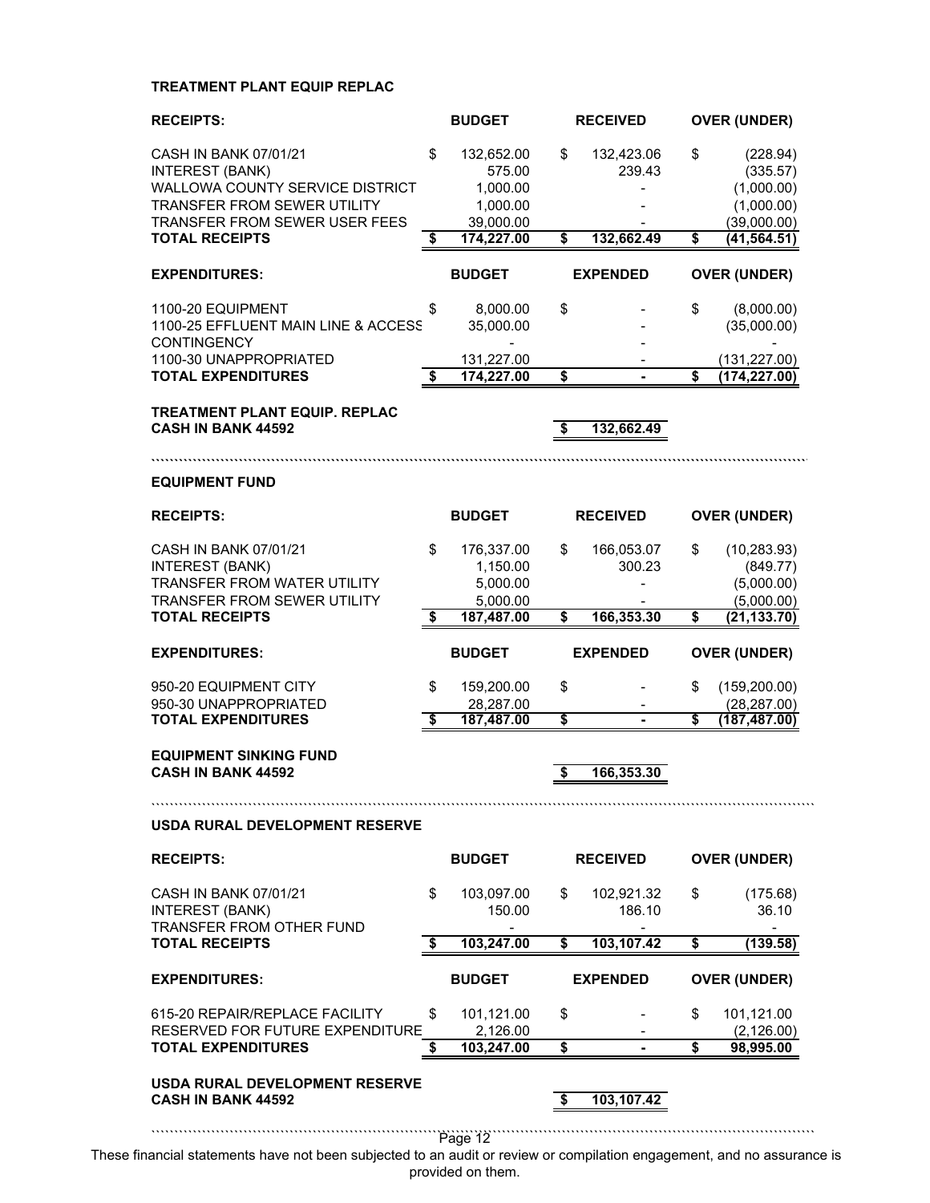**TREATMENT PLANT EQUIP REPLAC**

| RECEIPTS: | BUDGET | RECEIVED | OVER (UNDER) |
|---|---|---|---|
| CASH IN BANK 07/01/21 | $ 132,652.00 | $ 132,423.06 | $ (228.94) |
| INTEREST (BANK) | 575.00 | 239.43 | (335.57) |
| WALLOWA COUNTY SERVICE DISTRICT | 1,000.00 | - | (1,000.00) |
| TRANSFER FROM SEWER UTILITY | 1,000.00 | - | (1,000.00) |
| TRANSFER FROM SEWER USER FEES | 39,000.00 | - | (39,000.00) |
| **TOTAL RECEIPTS** | **$ 174,227.00** | **$ 132,662.49** | **$ (41,564.51)** |

| EXPENDITURES: | BUDGET | EXPENDED | OVER (UNDER) |
|---|---|---|---|
| 1100-20 EQUIPMENT | $ 8,000.00 | $ - | $ (8,000.00) |
| 1100-25 EFFLUENT MAIN LINE & ACCESS | 35,000.00 | - | (35,000.00) |
| CONTINGENCY | - | - | - |
| 1100-30 UNAPPROPRIATED | 131,227.00 | - | (131,227.00) |
| **TOTAL EXPENDITURES** | **$ 174,227.00** | **$ -** | **$ (174,227.00)** |

**TREATMENT PLANT EQUIP. REPLAC**
**CASH IN BANK 44592** **$ 132,662.49**

**EQUIPMENT FUND**

| RECEIPTS: | BUDGET | RECEIVED | OVER (UNDER) |
|---|---|---|---|
| CASH IN BANK 07/01/21 | $ 176,337.00 | $ 166,053.07 | $ (10,283.93) |
| INTEREST (BANK) | 1,150.00 | 300.23 | (849.77) |
| TRANSFER FROM WATER UTILITY | 5,000.00 | - | (5,000.00) |
| TRANSFER FROM SEWER UTILITY | 5,000.00 | - | (5,000.00) |
| **TOTAL RECEIPTS** | **$ 187,487.00** | **$ 166,353.30** | **$ (21,133.70)** |

| EXPENDITURES: | BUDGET | EXPENDED | OVER (UNDER) |
|---|---|---|---|
| 950-20 EQUIPMENT CITY | $ 159,200.00 | $ - | $ (159,200.00) |
| 950-30 UNAPPROPRIATED | 28,287.00 | - | (28,287.00) |
| **TOTAL EXPENDITURES** | **$ 187,487.00** | **$ -** | **$ (187,487.00)** |

**EQUIPMENT SINKING FUND**
**CASH IN BANK 44592** **$ 166,353.30**

**USDA RURAL DEVELOPMENT RESERVE**

| RECEIPTS: | BUDGET | RECEIVED | OVER (UNDER) |
|---|---|---|---|
| CASH IN BANK 07/01/21 | $ 103,097.00 | $ 102,921.32 | $ (175.68) |
| INTEREST (BANK) | 150.00 | 186.10 | 36.10 |
| TRANSFER FROM OTHER FUND | - | - | - |
| **TOTAL RECEIPTS** | **$ 103,247.00** | **$ 103,107.42** | **$ (139.58)** |

| EXPENDITURES: | BUDGET | EXPENDED | OVER (UNDER) |
|---|---|---|---|
| 615-20 REPAIR/REPLACE FACILITY | $ 101,121.00 | $ - | $ 101,121.00 |
| RESERVED FOR FUTURE EXPENDITURE | 2,126.00 | - | (2,126.00) |
| **TOTAL EXPENDITURES** | **$ 103,247.00** | **$ -** | **$ 98,995.00** |

**USDA RURAL DEVELOPMENT RESERVE**
**CASH IN BANK 44592** **$ 103,107.42**

These financial statements have not been subjected to an audit or review or compilation engagement, and no assurance is provided on them.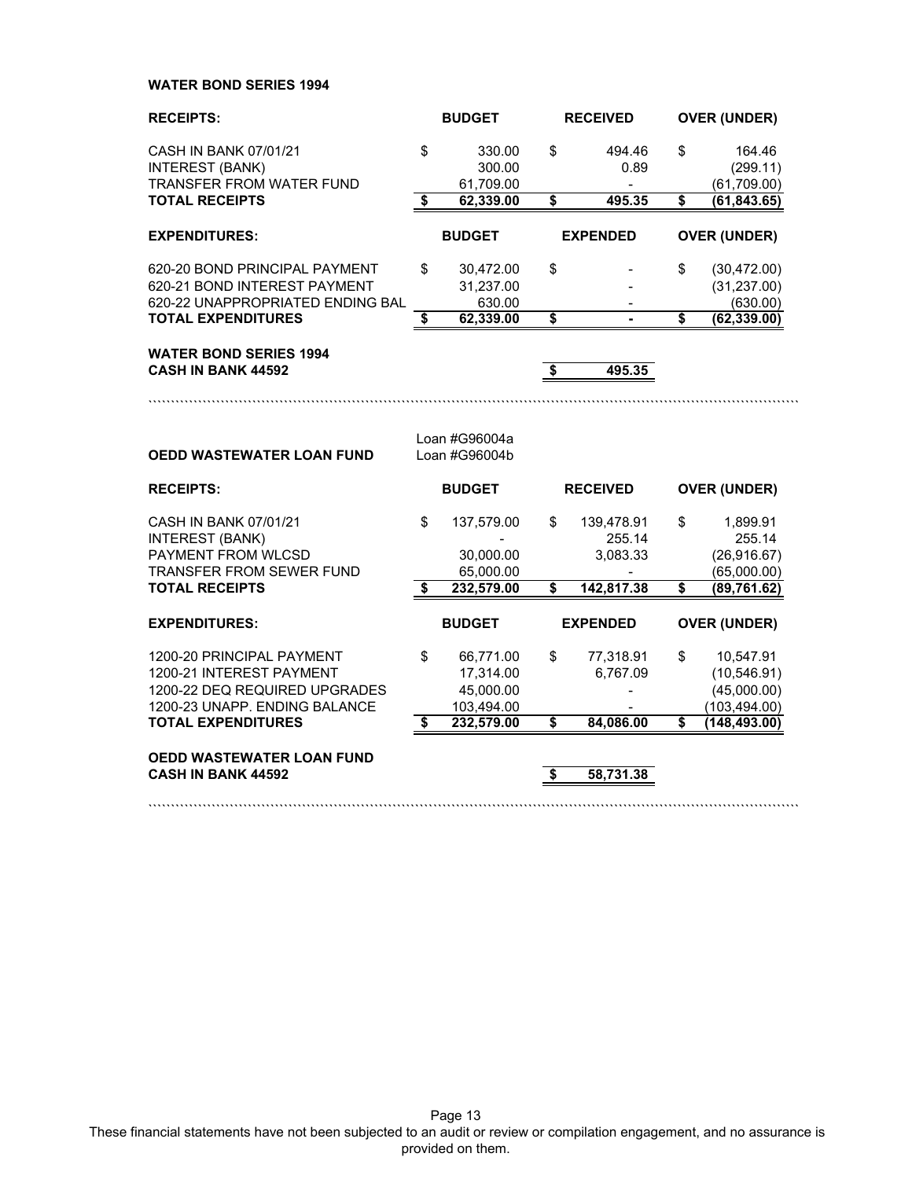**WATER BOND SERIES 1994**

| **RECEIPTS:** | **BUDGET** | **RECEIVED** | **OVER (UNDER)** |
|---|---|---|---|
| CASH IN BANK 07/01/21 | $ 330.00 | $ 494.46 | $ 164.46 |
| INTEREST (BANK) | 300.00 | 0.89 | (299.11) |
| TRANSFER FROM WATER FUND | 61,709.00 | - | (61,709.00) |
| **TOTAL RECEIPTS** | **$ 62,339.00** | **$ 495.35** | **$ (61,843.65)** |

| **EXPENDITURES:** | **BUDGET** | **EXPENDED** | **OVER (UNDER)** |
|---|---|---|---|
| 620-20 BOND PRINCIPAL PAYMENT | $ 30,472.00 | $ - | $ (30,472.00) |
| 620-21 BOND INTEREST PAYMENT | 31,237.00 | - | (31,237.00) |
| 620-22 UNAPPROPRIATED ENDING BAL | 630.00 | - | (630.00) |
| **TOTAL EXPENDITURES** | **$ 62,339.00** | **$ -** | **$ (62,339.00)** |

**WATER BOND SERIES 1994**
**CASH IN BANK 44592** — **$ 495.35**

**OEDD WASTEWATER LOAN FUND** — Loan #G96004a, Loan #G96004b

| **RECEIPTS:** | **BUDGET** | **RECEIVED** | **OVER (UNDER)** |
|---|---|---|---|
| CASH IN BANK 07/01/21 | $ 137,579.00 | $ 139,478.91 | $ 1,899.91 |
| INTEREST (BANK) | - | 255.14 | 255.14 |
| PAYMENT FROM WLCSD | 30,000.00 | 3,083.33 | (26,916.67) |
| TRANSFER FROM SEWER FUND | 65,000.00 | - | (65,000.00) |
| **TOTAL RECEIPTS** | **$ 232,579.00** | **$ 142,817.38** | **$ (89,761.62)** |

| **EXPENDITURES:** | **BUDGET** | **EXPENDED** | **OVER (UNDER)** |
|---|---|---|---|
| 1200-20 PRINCIPAL PAYMENT | $ 66,771.00 | $ 77,318.91 | $ 10,547.91 |
| 1200-21 INTEREST PAYMENT | 17,314.00 | 6,767.09 | (10,546.91) |
| 1200-22 DEQ REQUIRED UPGRADES | 45,000.00 | - | (45,000.00) |
| 1200-23 UNAPP. ENDING BALANCE | 103,494.00 | - | (103,494.00) |
| **TOTAL EXPENDITURES** | **$ 232,579.00** | **$ 84,086.00** | **$ (148,493.00)** |

**OEDD WASTEWATER LOAN FUND**
**CASH IN BANK 44592** — **$ 58,731.38**

These financial statements have not been subjected to an audit or review or compilation engagement, and no assurance is provided on them.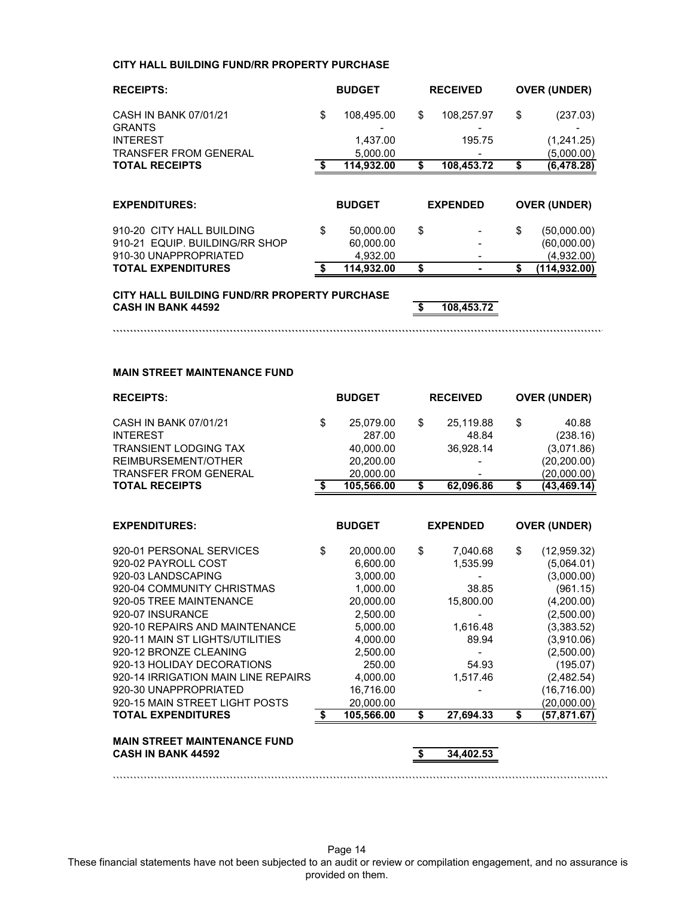**CITY HALL BUILDING FUND/RR PROPERTY PURCHASE**

| RECEIPTS: | BUDGET | RECEIVED | OVER (UNDER) |
|---|---|---|---|
| CASH IN BANK 07/01/21 | $ 108,495.00 | $ 108,257.97 | $ (237.03) |
| GRANTS | - | - | - |
| INTEREST | 1,437.00 | 195.75 | (1,241.25) |
| TRANSFER FROM GENERAL | 5,000.00 | - | (5,000.00) |
| **TOTAL RECEIPTS** | **$ 114,932.00** | **$ 108,453.72** | **$ (6,478.28)** |

| EXPENDITURES: | BUDGET | EXPENDED | OVER (UNDER) |
|---|---|---|---|
| 910-20 CITY HALL BUILDING | $ 50,000.00 | $ - | $ (50,000.00) |
| 910-21 EQUIP. BUILDING/RR SHOP | 60,000.00 | - | (60,000.00) |
| 910-30 UNAPPROPRIATED | 4,932.00 | - | (4,932.00) |
| **TOTAL EXPENDITURES** | **$ 114,932.00** | **$ -** | **$ (114,932.00)** |

**CITY HALL BUILDING FUND/RR PROPERTY PURCHASE**
**CASH IN BANK 44592** **$ 108,453.72**

**MAIN STREET MAINTENANCE FUND**

| RECEIPTS: | BUDGET | RECEIVED | OVER (UNDER) |
|---|---|---|---|
| CASH IN BANK 07/01/21 | $ 25,079.00 | $ 25,119.88 | $ 40.88 |
| INTEREST | 287.00 | 48.84 | (238.16) |
| TRANSIENT LODGING TAX | 40,000.00 | 36,928.14 | (3,071.86) |
| REIMBURSEMENT/OTHER | 20,200.00 | - | (20,200.00) |
| TRANSFER FROM GENERAL | 20,000.00 | - | (20,000.00) |
| **TOTAL RECEIPTS** | **$ 105,566.00** | **$ 62,096.86** | **$ (43,469.14)** |

| EXPENDITURES: | BUDGET | EXPENDED | OVER (UNDER) |
|---|---|---|---|
| 920-01 PERSONAL SERVICES | $ 20,000.00 | $ 7,040.68 | $ (12,959.32) |
| 920-02 PAYROLL COST | 6,600.00 | 1,535.99 | (5,064.01) |
| 920-03 LANDSCAPING | 3,000.00 | - | (3,000.00) |
| 920-04 COMMUNITY CHRISTMAS | 1,000.00 | 38.85 | (961.15) |
| 920-05 TREE MAINTENANCE | 20,000.00 | 15,800.00 | (4,200.00) |
| 920-07 INSURANCE | 2,500.00 | - | (2,500.00) |
| 920-10 REPAIRS AND MAINTENANCE | 5,000.00 | 1,616.48 | (3,383.52) |
| 920-11 MAIN ST LIGHTS/UTILITIES | 4,000.00 | 89.94 | (3,910.06) |
| 920-12 BRONZE CLEANING | 2,500.00 | - | (2,500.00) |
| 920-13 HOLIDAY DECORATIONS | 250.00 | 54.93 | (195.07) |
| 920-14 IRRIGATION MAIN LINE REPAIRS | 4,000.00 | 1,517.46 | (2,482.54) |
| 920-30 UNAPPROPRIATED | 16,716.00 | - | (16,716.00) |
| 920-15 MAIN STREET LIGHT POSTS | 20,000.00 | | (20,000.00) |
| **TOTAL EXPENDITURES** | **$ 105,566.00** | **$ 27,694.33** | **$ (57,871.67)** |

**MAIN STREET MAINTENANCE FUND**
**CASH IN BANK 44592** **$ 34,402.53**

These financial statements have not been subjected to an audit or review or compilation engagement, and no assurance is provided on them.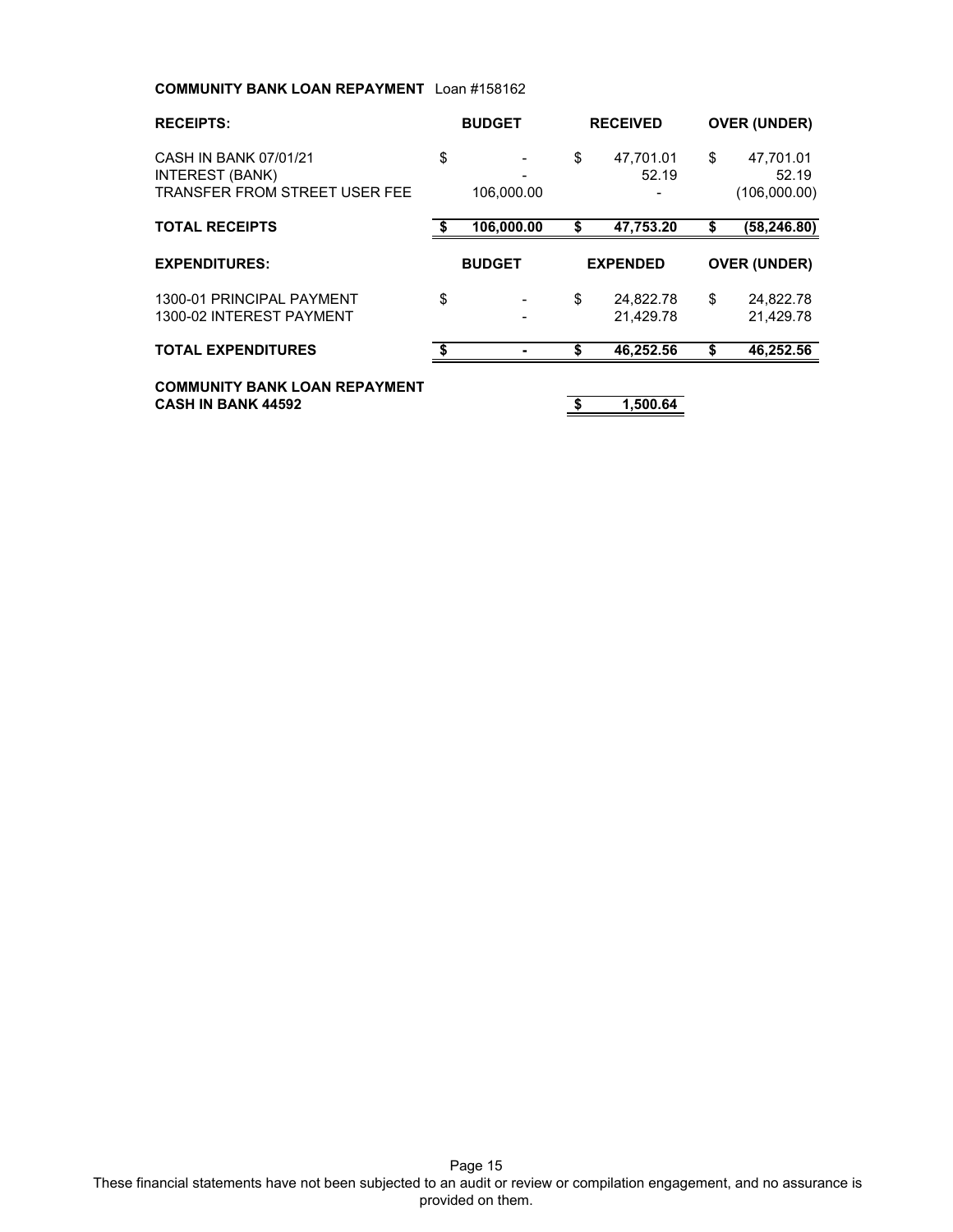**COMMUNITY BANK LOAN REPAYMENT** Loan #158162

| **RECEIPTS:** | **BUDGET** | **RECEIVED** | **OVER (UNDER)** |
|---|---|---|---|
| CASH IN BANK 07/01/21 | $ - | $ 47,701.01 | $ 47,701.01 |
| INTEREST (BANK) | - | 52.19 | 52.19 |
| TRANSFER FROM STREET USER FEE | 106,000.00 | - | (106,000.00) |
| **TOTAL RECEIPTS** | **$ 106,000.00** | **$ 47,753.20** | **$ (58,246.80)** |

| **EXPENDITURES:** | **BUDGET** | **EXPENDED** | **OVER (UNDER)** |
|---|---|---|---|
| 1300-01 PRINCIPAL PAYMENT | $ - | $ 24,822.78 | $ 24,822.78 |
| 1300-02 INTEREST PAYMENT | - | 21,429.78 | 21,429.78 |
| **TOTAL EXPENDITURES** | **$ -** | **$ 46,252.56** | **$ 46,252.56** |

| | | | |
|---|---|---|---|
| **COMMUNITY BANK LOAN REPAYMENT CASH IN BANK 44592** | | **$ 1,500.64** | |

These financial statements have not been subjected to an audit or review or compilation engagement, and no assurance is provided on them.